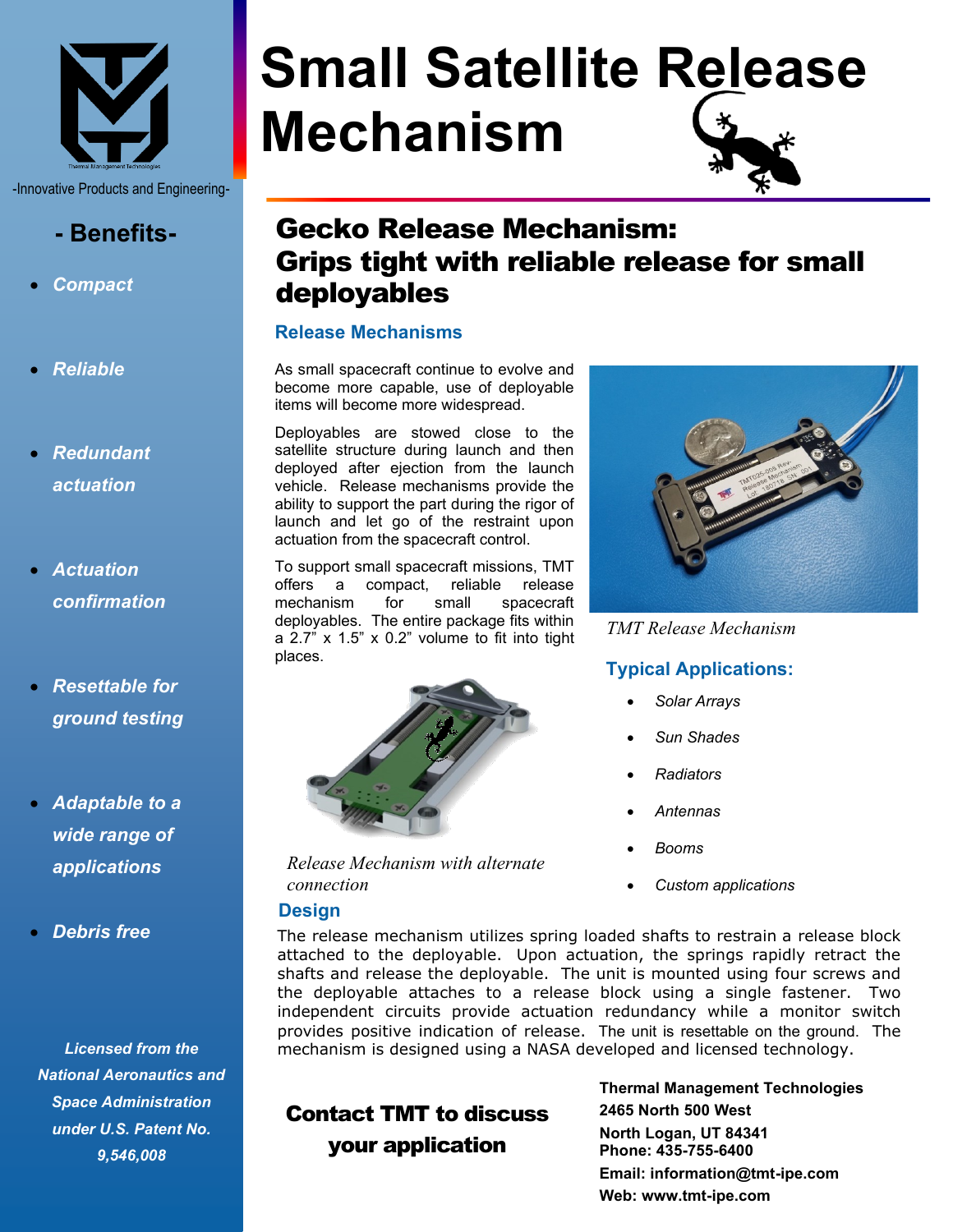-Innovative Products and Engineering-

# Small Satellite Release Mechanism

## - Benefits-

- *Compact*
- *Reliable*
- *Redundant actuation*
- *Actuation confirmation*
- *Resettable for ground testing*
- *Adaptable to a wide range of applications*
- *Debris free*

*Licensed from the National Aeronautics and Space Administration under U.S. Patent No. 9,546,008*

## Gecko Release Mechanism: Grips tight with reliable release for small deployables

### Release Mechanisms

As small spacecraft continue to evolve and become more capable, use of deployable items will become more widespread.

Deployables are stowed close to the satellite structure during launch and then deployed after ejection from the launch vehicle. Release mechanisms provide the ability to support the part during the rigor of launch and let go of the restraint upon actuation from the spacecraft control.

To support small spacecraft missions, TMT offers a compact, reliable release mechanism for small spacecraft deployables. The entire package fits within a 2.7" x 1.5" x 0.2" volume to fit into tight places.

*TMT Release Mechanism*

*Release Mechanism with alternate connection*

### Typical Applications:

- *Solar Arrays*
- *Sun Shades*
- *Radiators*
- *Antennas*
- *Booms*
- *Custom applications*

### Design

The release mechanism utilizes spring loaded shafts to restrain a release block attached to the deployable. Upon actuation, the springs rapidly retract the shafts and release the deployable. The unit is mounted using four screws and the deployable attaches to a release block using a single fastener. Two independent circuits provide actuation redundancy while a monitor switch provides positive indication of release. The unit is resettable on the ground. The mechanism is designed using a NASA developed and licensed technology.

**Contact TMT to discuss your application**

**Thermal Management Technologies**
**2465 North 500 West**
**North Logan, UT 84341**
**Phone: 435-755-6400**
**Email: information@tmt-ipe.com**
**Web: www.tmt-ipe.com**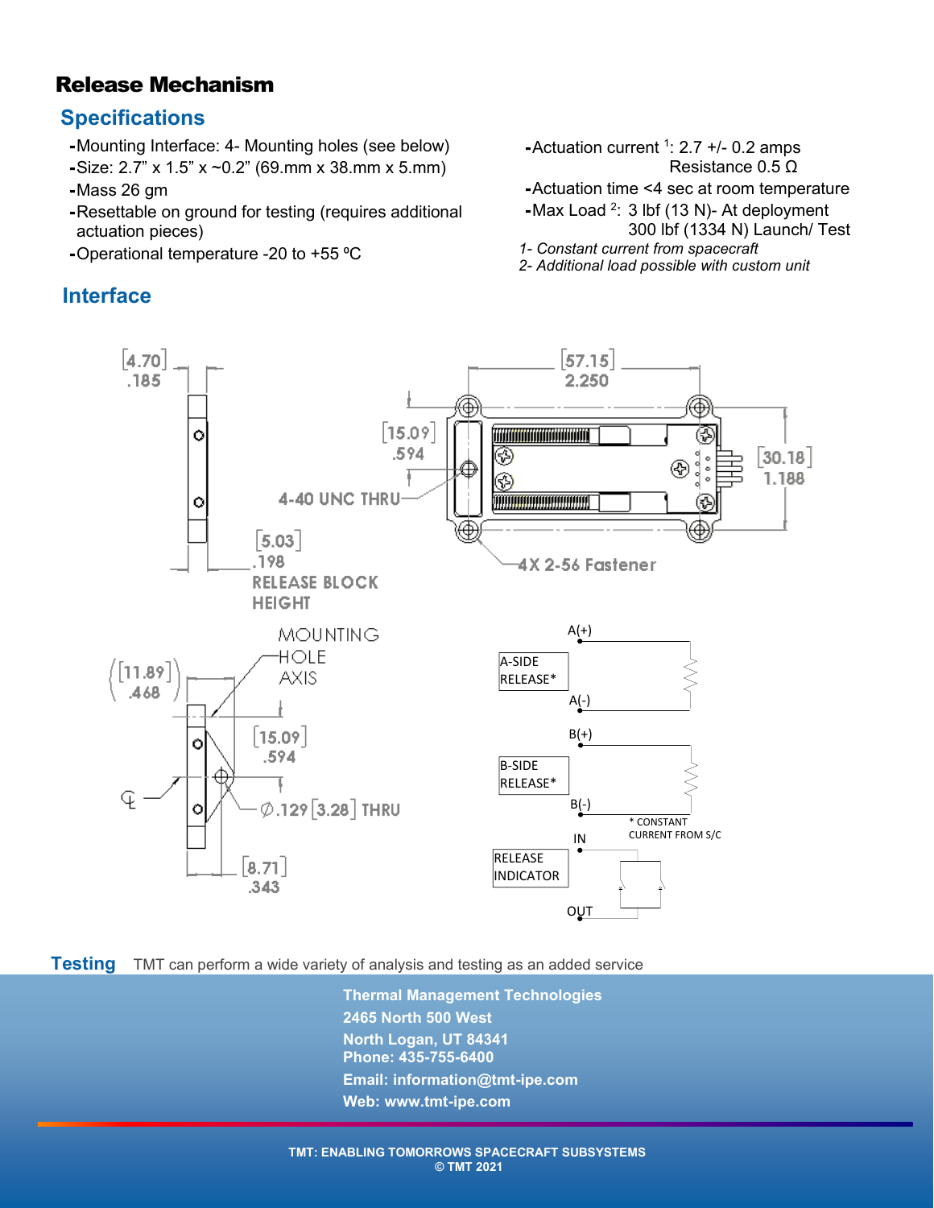# Release Mechanism

## Specifications

- Mounting Interface: 4- Mounting holes (see below)
- Size: 2.7” x 1.5” x ~0.2” (69.mm x 38.mm x 5.mm)
- Mass 26 gm
- Resettable on ground for testing (requires additional actuation pieces)
- Operational temperature -20 to +55 ºC

- Actuation current [1]: 2.7 +/- 0.2 amps
  Resistance 0.5 Ω
- Actuation time <4 sec at room temperature
- Max Load [2]: 3 lbf (13 N)- At deployment
  300 lbf (1334 N) Launch/ Test

*1- Constant current from spacecraft*
*2- Additional load possible with custom unit*

## Interface

[4.70]
.185

[57.15]
2.250

[15.09]
.594

4-40 UNC THRU

[30.18]
1.188

[5.03]
.198
RELEASE BLOCK
HEIGHT

4X 2-56 Fastener

MOUNTING
HOLE
AXIS

([11.89]
.468)

[15.09]
.594

℄

∅.129 [3.28] THRU

[8.71]
.343

A(+)
A-SIDE
RELEASE*
A(-)

B(+)
B-SIDE
RELEASE*
B(-)

* CONSTANT
CURRENT FROM S/C

IN
RELEASE
INDICATOR
OUT

**Testing** TMT can perform a wide variety of analysis and testing as an added service

**Thermal Management Technologies**
**2465 North 500 West**
**North Logan, UT 84341**
**Phone: 435-755-6400**
**Email: information@tmt-ipe.com**
**Web: www.tmt-ipe.com**

**TMT: ENABLING TOMORROWS SPACECRAFT SUBSYSTEMS**
**© TMT 2021**